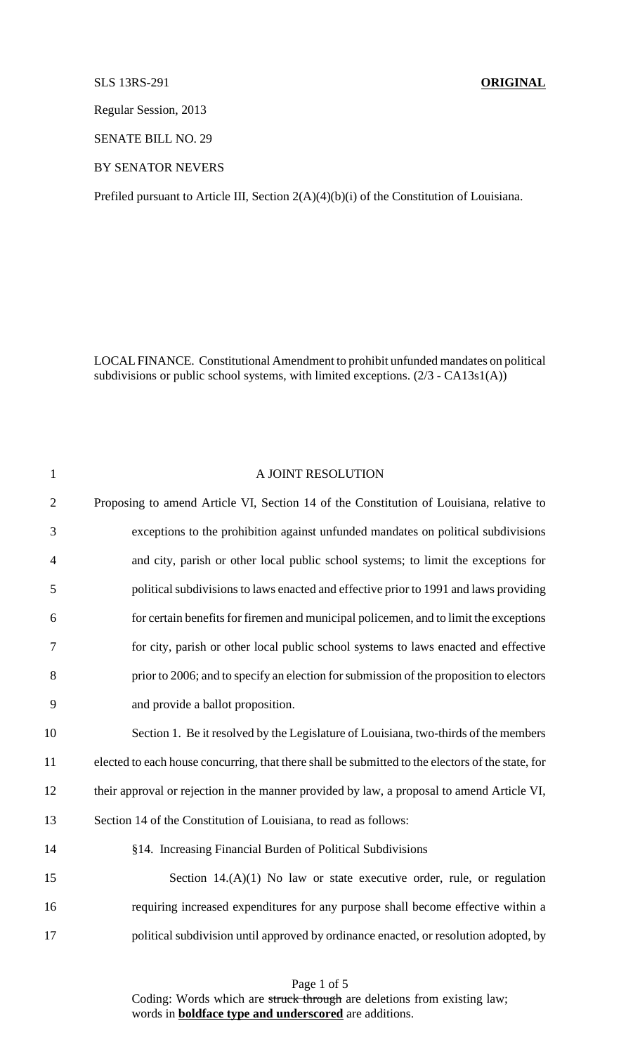SLS 13RS-291 **ORIGINAL**

Regular Session, 2013

SENATE BILL NO. 29

BY SENATOR NEVERS

Prefiled pursuant to Article III, Section 2(A)(4)(b)(i) of the Constitution of Louisiana.

LOCAL FINANCE. Constitutional Amendment to prohibit unfunded mandates on political subdivisions or public school systems, with limited exceptions. (2/3 - CA13s1(A))

A JOINT RESOLUTION

Proposing to amend Article VI, Section 14 of the Constitution of Louisiana, relative to exceptions to the prohibition against unfunded mandates on political subdivisions and city, parish or other local public school systems; to limit the exceptions for political subdivisions to laws enacted and effective prior to 1991 and laws providing for certain benefits for firemen and municipal policemen, and to limit the exceptions for city, parish or other local public school systems to laws enacted and effective prior to 2006; and to specify an election for submission of the proposition to electors and provide a ballot proposition.

Section 1. Be it resolved by the Legislature of Louisiana, two-thirds of the members elected to each house concurring, that there shall be submitted to the electors of the state, for their approval or rejection in the manner provided by law, a proposal to amend Article VI, Section 14 of the Constitution of Louisiana, to read as follows:

§14. Increasing Financial Burden of Political Subdivisions

Section 14.(A)(1) No law or state executive order, rule, or regulation requiring increased expenditures for any purpose shall become effective within a political subdivision until approved by ordinance enacted, or resolution adopted, by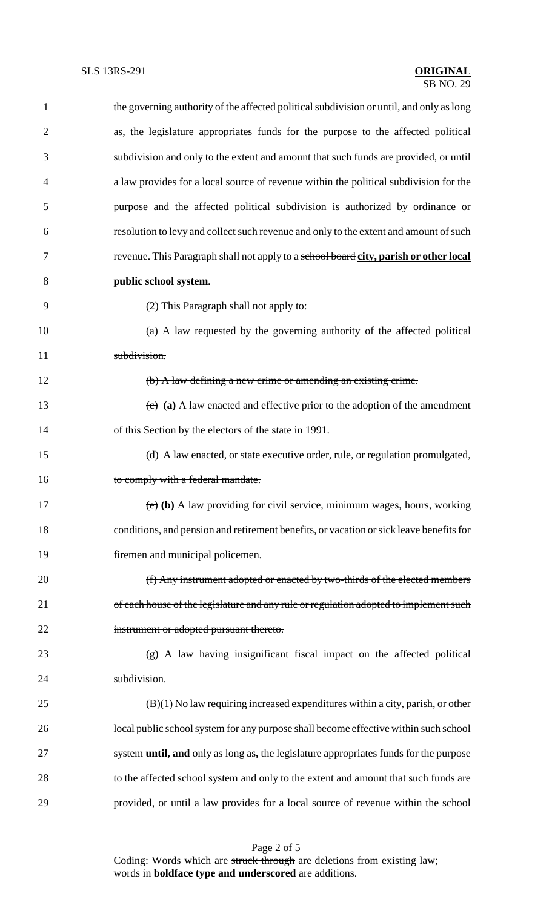the governing authority of the affected political subdivision or until, and only as long as, the legislature appropriates funds for the purpose to the affected political subdivision and only to the extent and amount that such funds are provided, or until a law provides for a local source of revenue within the political subdivision for the purpose and the affected political subdivision is authorized by ordinance or resolution to levy and collect such revenue and only to the extent and amount of such revenue. This Paragraph shall not apply to a ~~school board~~ **<u>city, parish or other local public school system</u>**.

(2) This Paragraph shall not apply to:

~~(a) A law requested by the governing authority of the affected political subdivision.~~

~~(b) A law defining a new crime or amending an existing crime.~~

~~(c)~~ **<u>(a)</u>** A law enacted and effective prior to the adoption of the amendment of this Section by the electors of the state in 1991.

~~(d) A law enacted, or state executive order, rule, or regulation promulgated, to comply with a federal mandate.~~

~~(e)~~ **<u>(b)</u>** A law providing for civil service, minimum wages, hours, working conditions, and pension and retirement benefits, or vacation or sick leave benefits for firemen and municipal policemen.

~~(f) Any instrument adopted or enacted by two-thirds of the elected members of each house of the legislature and any rule or regulation adopted to implement such instrument or adopted pursuant thereto.~~

~~(g) A law having insignificant fiscal impact on the affected political subdivision.~~

(B)(1) No law requiring increased expenditures within a city, parish, or other local public school system for any purpose shall become effective within such school system **<u>until, and</u>** only as long as**<u>,</u>** the legislature appropriates funds for the purpose to the affected school system and only to the extent and amount that such funds are provided, or until a law provides for a local source of revenue within the school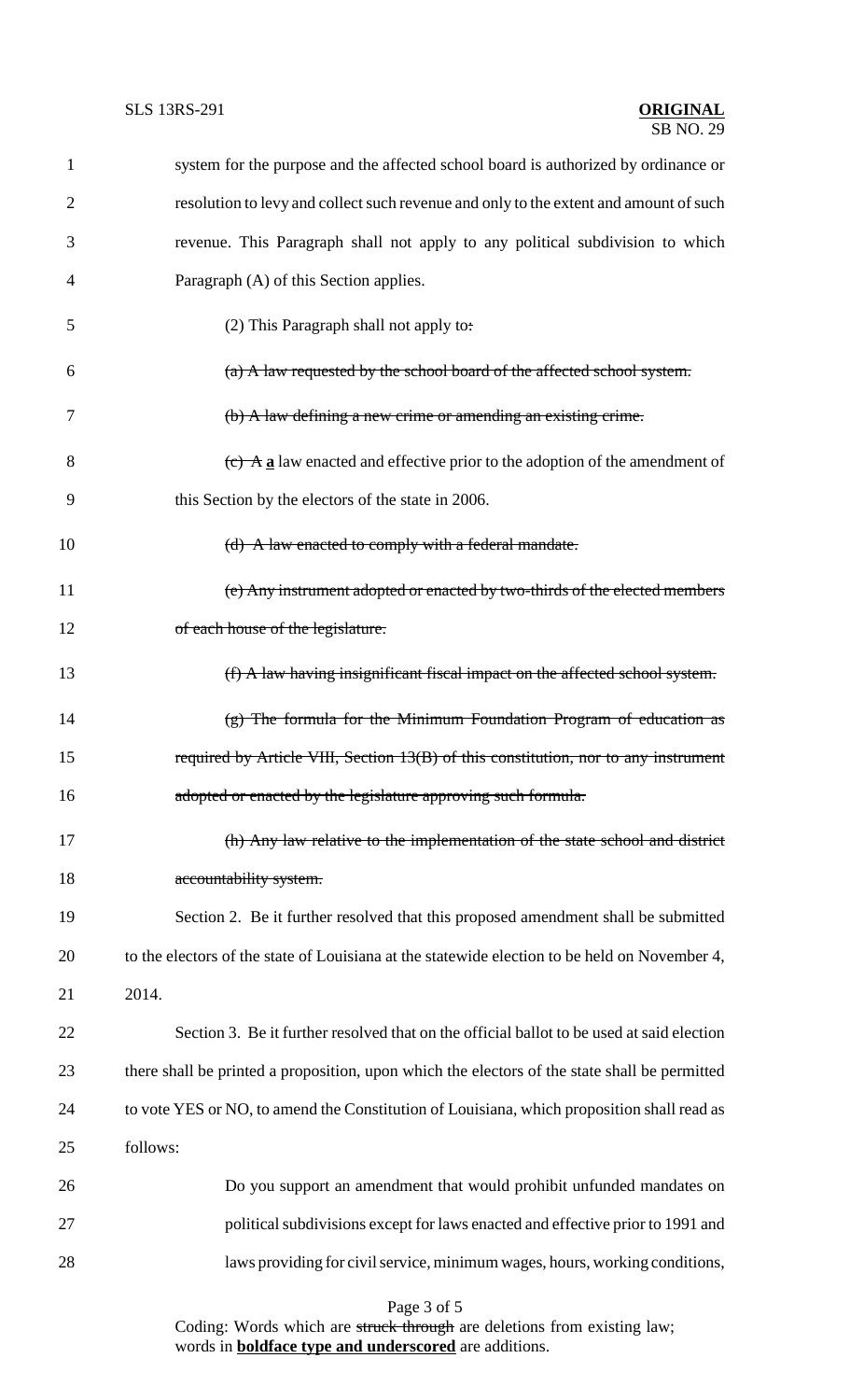system for the purpose and the affected school board is authorized by ordinance or resolution to levy and collect such revenue and only to the extent and amount of such revenue. This Paragraph shall not apply to any political subdivision to which Paragraph (A) of this Section applies.

(2) This Paragraph shall not apply to~~:~~

~~(a) A law requested by the school board of the affected school system.~~

~~(b) A law defining a new crime or amending an existing crime.~~

~~(c) A~~ **a** law enacted and effective prior to the adoption of the amendment of this Section by the electors of the state in 2006.

~~(d) A law enacted to comply with a federal mandate.~~

~~(e) Any instrument adopted or enacted by two-thirds of the elected members of each house of the legislature.~~

~~(f) A law having insignificant fiscal impact on the affected school system.~~

~~(g) The formula for the Minimum Foundation Program of education as required by Article VIII, Section 13(B) of this constitution, nor to any instrument adopted or enacted by the legislature approving such formula.~~

~~(h) Any law relative to the implementation of the state school and district accountability system.~~

Section 2. Be it further resolved that this proposed amendment shall be submitted to the electors of the state of Louisiana at the statewide election to be held on November 4, 2014.

Section 3. Be it further resolved that on the official ballot to be used at said election there shall be printed a proposition, upon which the electors of the state shall be permitted to vote YES or NO, to amend the Constitution of Louisiana, which proposition shall read as follows:

> Do you support an amendment that would prohibit unfunded mandates on political subdivisions except for laws enacted and effective prior to 1991 and laws providing for civil service, minimum wages, hours, working conditions,

Coding: Words which are ~~struck through~~ are deletions from existing law; words in **boldface type and underscored** are additions.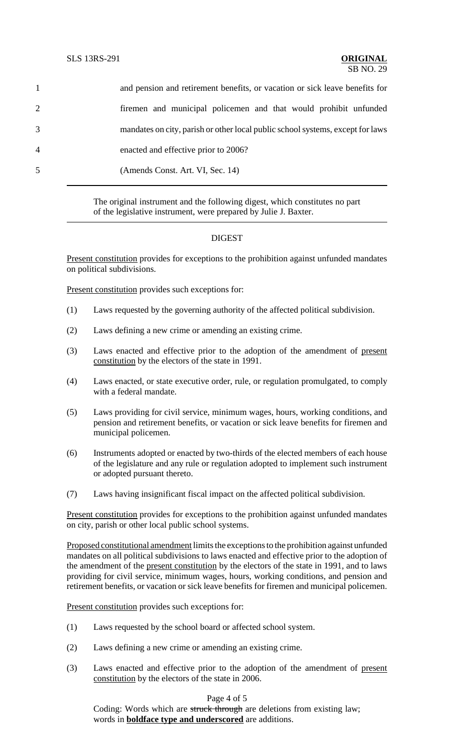1 and pension and retirement benefits, or vacation or sick leave benefits for
2 firemen and municipal policemen and that would prohibit unfunded
3 mandates on city, parish or other local public school systems, except for laws
4 enacted and effective prior to 2006?
5 (Amends Const. Art. VI, Sec. 14)

The original instrument and the following digest, which constitutes no part of the legislative instrument, were prepared by Julie J. Baxter.

## DIGEST

Present constitution provides for exceptions to the prohibition against unfunded mandates on political subdivisions.

Present constitution provides such exceptions for:

(1) Laws requested by the governing authority of the affected political subdivision.

(2) Laws defining a new crime or amending an existing crime.

(3) Laws enacted and effective prior to the adoption of the amendment of present constitution by the electors of the state in 1991.

(4) Laws enacted, or state executive order, rule, or regulation promulgated, to comply with a federal mandate.

(5) Laws providing for civil service, minimum wages, hours, working conditions, and pension and retirement benefits, or vacation or sick leave benefits for firemen and municipal policemen.

(6) Instruments adopted or enacted by two-thirds of the elected members of each house of the legislature and any rule or regulation adopted to implement such instrument or adopted pursuant thereto.

(7) Laws having insignificant fiscal impact on the affected political subdivision.

Present constitution provides for exceptions to the prohibition against unfunded mandates on city, parish or other local public school systems.

Proposed constitutional amendment limits the exceptions to the prohibition against unfunded mandates on all political subdivisions to laws enacted and effective prior to the adoption of the amendment of the present constitution by the electors of the state in 1991, and to laws providing for civil service, minimum wages, hours, working conditions, and pension and retirement benefits, or vacation or sick leave benefits for firemen and municipal policemen.

Present constitution provides such exceptions for:

(1) Laws requested by the school board or affected school system.

(2) Laws defining a new crime or amending an existing crime.

(3) Laws enacted and effective prior to the adoption of the amendment of present constitution by the electors of the state in 2006.

Coding: Words which are ~~struck through~~ are deletions from existing law; words in **boldface type and underscored** are additions.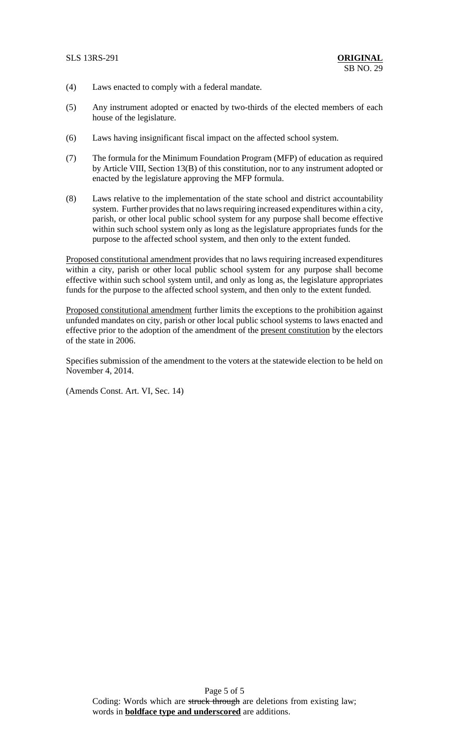(4) Laws enacted to comply with a federal mandate.

(5) Any instrument adopted or enacted by two-thirds of the elected members of each house of the legislature.

(6) Laws having insignificant fiscal impact on the affected school system.

(7) The formula for the Minimum Foundation Program (MFP) of education as required by Article VIII, Section 13(B) of this constitution, nor to any instrument adopted or enacted by the legislature approving the MFP formula.

(8) Laws relative to the implementation of the state school and district accountability system. Further provides that no laws requiring increased expenditures within a city, parish, or other local public school system for any purpose shall become effective within such school system only as long as the legislature appropriates funds for the purpose to the affected school system, and then only to the extent funded.

Proposed constitutional amendment provides that no laws requiring increased expenditures within a city, parish or other local public school system for any purpose shall become effective within such school system until, and only as long as, the legislature appropriates funds for the purpose to the affected school system, and then only to the extent funded.

Proposed constitutional amendment further limits the exceptions to the prohibition against unfunded mandates on city, parish or other local public school systems to laws enacted and effective prior to the adoption of the amendment of the present constitution by the electors of the state in 2006.

Specifies submission of the amendment to the voters at the statewide election to be held on November 4, 2014.

(Amends Const. Art. VI, Sec. 14)

Coding: Words which are ~~struck through~~ are deletions from existing law; words in **boldface type and underscored** are additions.